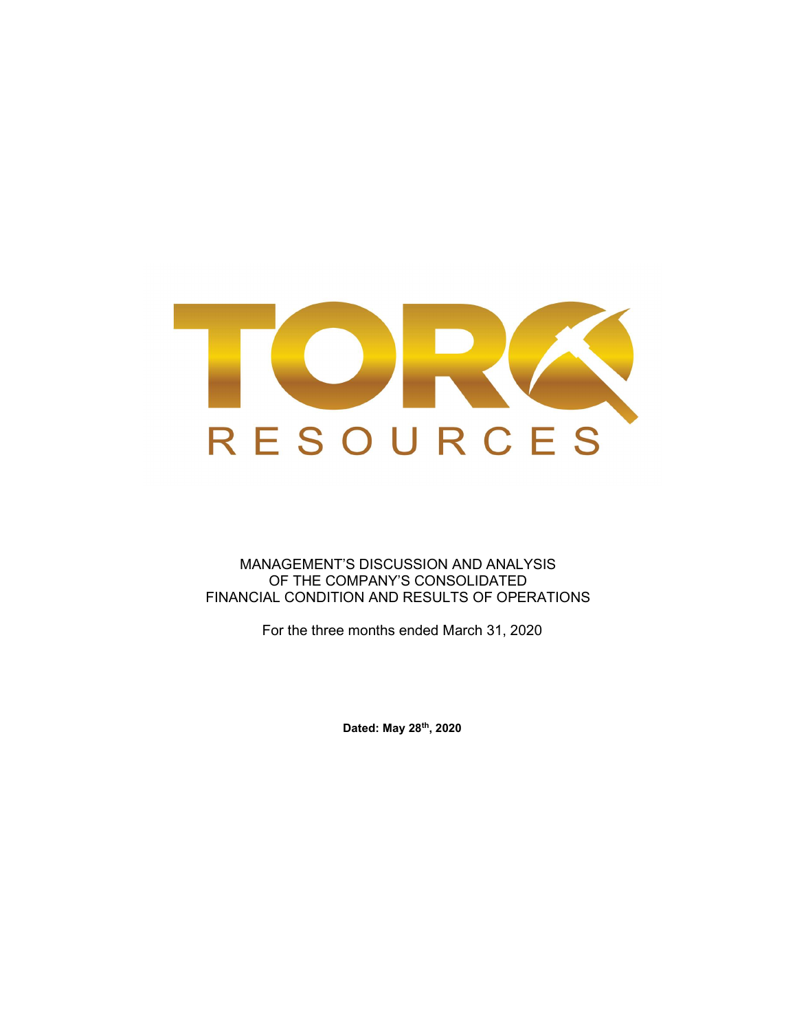TORQ

RESOURCES

MANAGEMENT'S DISCUSSION AND ANALYSIS
OF THE COMPANY'S CONSOLIDATED
FINANCIAL CONDITION AND RESULTS OF OPERATIONS

For the three months ended March 31, 2020

**Dated: May 28th, 2020**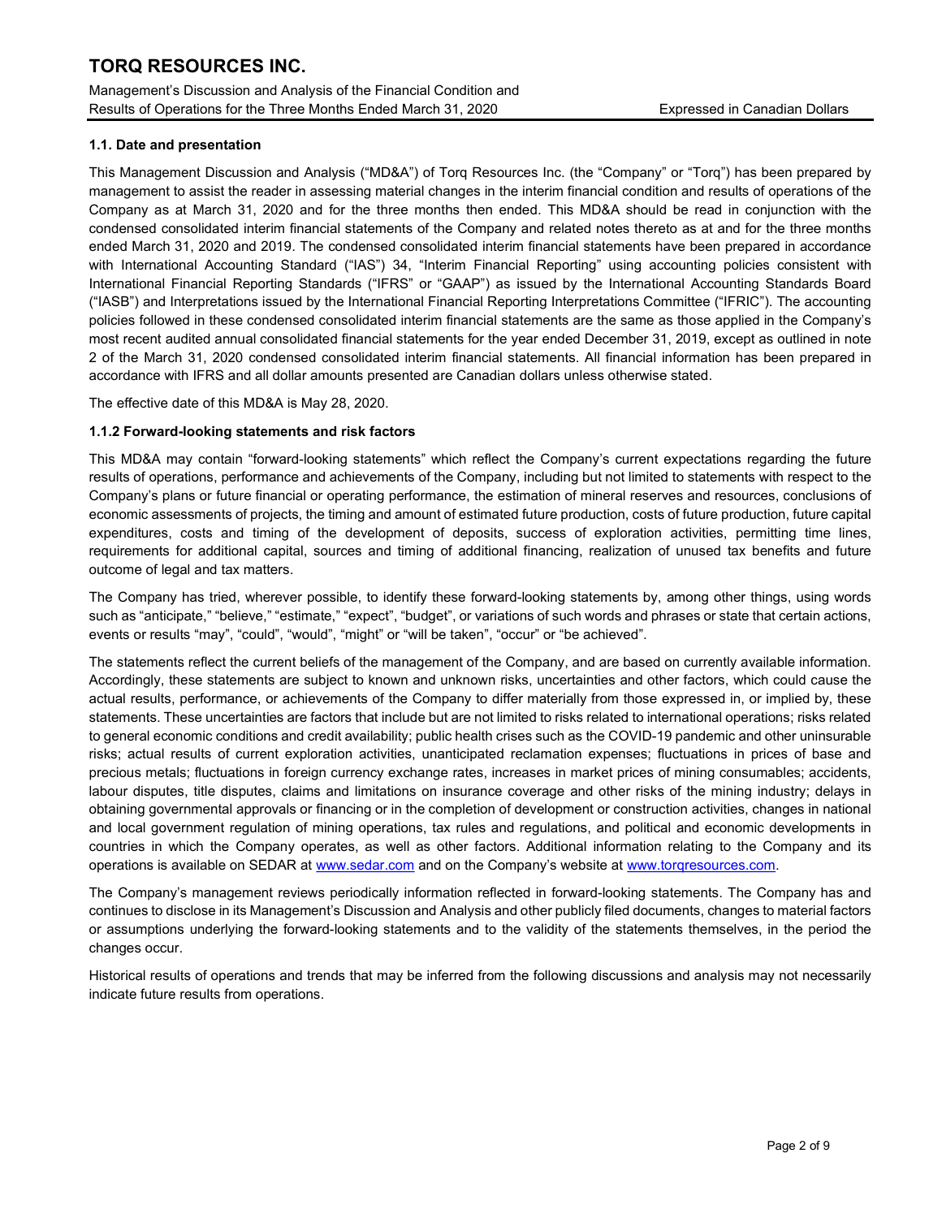### 1.1. Date and presentation

This Management Discussion and Analysis ("MD&A") of Torq Resources Inc. (the "Company" or "Torq") has been prepared by management to assist the reader in assessing material changes in the interim financial condition and results of operations of the Company as at March 31, 2020 and for the three months then ended. This MD&A should be read in conjunction with the condensed consolidated interim financial statements of the Company and related notes thereto as at and for the three months ended March 31, 2020 and 2019. The condensed consolidated interim financial statements have been prepared in accordance with International Accounting Standard ("IAS") 34, "Interim Financial Reporting" using accounting policies consistent with International Financial Reporting Standards ("IFRS" or "GAAP") as issued by the International Accounting Standards Board ("IASB") and Interpretations issued by the International Financial Reporting Interpretations Committee ("IFRIC"). The accounting policies followed in these condensed consolidated interim financial statements are the same as those applied in the Company's most recent audited annual consolidated financial statements for the year ended December 31, 2019, except as outlined in note 2 of the March 31, 2020 condensed consolidated interim financial statements. All financial information has been prepared in accordance with IFRS and all dollar amounts presented are Canadian dollars unless otherwise stated.

The effective date of this MD&A is May 28, 2020.

### 1.1.2 Forward-looking statements and risk factors

This MD&A may contain "forward-looking statements" which reflect the Company's current expectations regarding the future results of operations, performance and achievements of the Company, including but not limited to statements with respect to the Company's plans or future financial or operating performance, the estimation of mineral reserves and resources, conclusions of economic assessments of projects, the timing and amount of estimated future production, costs of future production, future capital expenditures, costs and timing of the development of deposits, success of exploration activities, permitting time lines, requirements for additional capital, sources and timing of additional financing, realization of unused tax benefits and future outcome of legal and tax matters.

The Company has tried, wherever possible, to identify these forward-looking statements by, among other things, using words such as "anticipate," "believe," "estimate," "expect", "budget", or variations of such words and phrases or state that certain actions, events or results "may", "could", "would", "might" or "will be taken", "occur" or "be achieved".

The statements reflect the current beliefs of the management of the Company, and are based on currently available information. Accordingly, these statements are subject to known and unknown risks, uncertainties and other factors, which could cause the actual results, performance, or achievements of the Company to differ materially from those expressed in, or implied by, these statements. These uncertainties are factors that include but are not limited to risks related to international operations; risks related to general economic conditions and credit availability; public health crises such as the COVID-19 pandemic and other uninsurable risks; actual results of current exploration activities, unanticipated reclamation expenses; fluctuations in prices of base and precious metals; fluctuations in foreign currency exchange rates, increases in market prices of mining consumables; accidents, labour disputes, title disputes, claims and limitations on insurance coverage and other risks of the mining industry; delays in obtaining governmental approvals or financing or in the completion of development or construction activities, changes in national and local government regulation of mining operations, tax rules and regulations, and political and economic developments in countries in which the Company operates, as well as other factors. Additional information relating to the Company and its operations is available on SEDAR at www.sedar.com and on the Company's website at www.torqresources.com.

The Company's management reviews periodically information reflected in forward-looking statements. The Company has and continues to disclose in its Management's Discussion and Analysis and other publicly filed documents, changes to material factors or assumptions underlying the forward-looking statements and to the validity of the statements themselves, in the period the changes occur.

Historical results of operations and trends that may be inferred from the following discussions and analysis may not necessarily indicate future results from operations.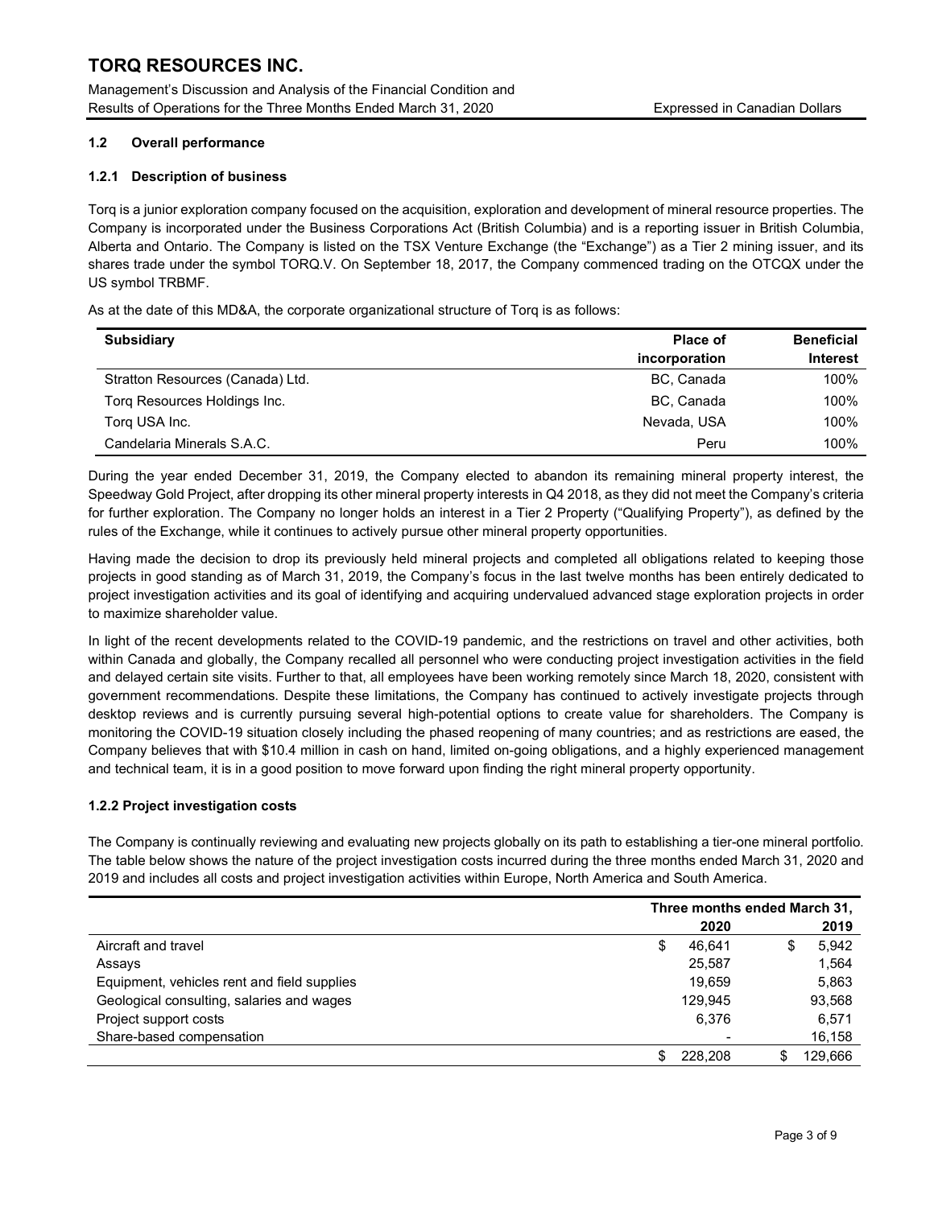## 1.2 Overall performance

### 1.2.1 Description of business

Torq is a junior exploration company focused on the acquisition, exploration and development of mineral resource properties. The Company is incorporated under the Business Corporations Act (British Columbia) and is a reporting issuer in British Columbia, Alberta and Ontario. The Company is listed on the TSX Venture Exchange (the "Exchange") as a Tier 2 mining issuer, and its shares trade under the symbol TORQ.V. On September 18, 2017, the Company commenced trading on the OTCQX under the US symbol TRBMF.

As at the date of this MD&A, the corporate organizational structure of Torq is as follows:

| Subsidiary | Place of incorporation | Beneficial Interest |
|---|---|---|
| Stratton Resources (Canada) Ltd. | BC, Canada | 100% |
| Torq Resources Holdings Inc. | BC, Canada | 100% |
| Torq USA Inc. | Nevada, USA | 100% |
| Candelaria Minerals S.A.C. | Peru | 100% |

During the year ended December 31, 2019, the Company elected to abandon its remaining mineral property interest, the Speedway Gold Project, after dropping its other mineral property interests in Q4 2018, as they did not meet the Company's criteria for further exploration. The Company no longer holds an interest in a Tier 2 Property ("Qualifying Property"), as defined by the rules of the Exchange, while it continues to actively pursue other mineral property opportunities.

Having made the decision to drop its previously held mineral projects and completed all obligations related to keeping those projects in good standing as of March 31, 2019, the Company's focus in the last twelve months has been entirely dedicated to project investigation activities and its goal of identifying and acquiring undervalued advanced stage exploration projects in order to maximize shareholder value.

In light of the recent developments related to the COVID-19 pandemic, and the restrictions on travel and other activities, both within Canada and globally, the Company recalled all personnel who were conducting project investigation activities in the field and delayed certain site visits. Further to that, all employees have been working remotely since March 18, 2020, consistent with government recommendations. Despite these limitations, the Company has continued to actively investigate projects through desktop reviews and is currently pursuing several high-potential options to create value for shareholders. The Company is monitoring the COVID-19 situation closely including the phased reopening of many countries; and as restrictions are eased, the Company believes that with $10.4 million in cash on hand, limited on-going obligations, and a highly experienced management and technical team, it is in a good position to move forward upon finding the right mineral property opportunity.

### 1.2.2 Project investigation costs

The Company is continually reviewing and evaluating new projects globally on its path to establishing a tier-one mineral portfolio. The table below shows the nature of the project investigation costs incurred during the three months ended March 31, 2020 and 2019 and includes all costs and project investigation activities within Europe, North America and South America.

| | Three months ended March 31, | |
|---|---|---|
| | 2020 | 2019 |
| Aircraft and travel | $ 46,641 | $ 5,942 |
| Assays | 25,587 | 1,564 |
| Equipment, vehicles rent and field supplies | 19,659 | 5,863 |
| Geological consulting, salaries and wages | 129,945 | 93,568 |
| Project support costs | 6,376 | 6,571 |
| Share-based compensation | - | 16,158 |
| | $ 228,208 | $ 129,666 |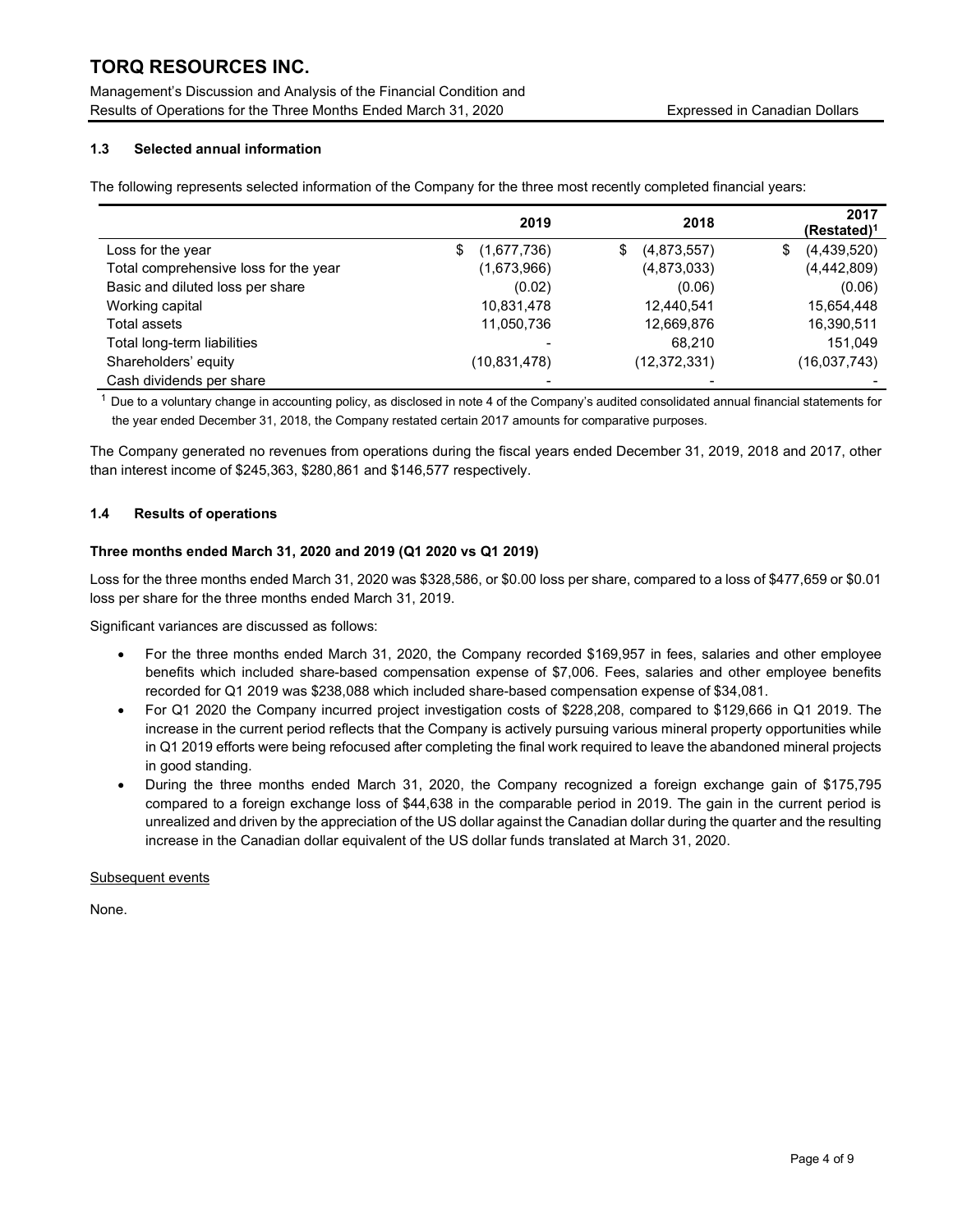## 1.3 Selected annual information

The following represents selected information of the Company for the three most recently completed financial years:

| | 2019 | 2018 | 2017 (Restated)[1] |
|---|---|---|---|
| Loss for the year | $ (1,677,736) | $ (4,873,557) | $ (4,439,520) |
| Total comprehensive loss for the year | (1,673,966) | (4,873,033) | (4,442,809) |
| Basic and diluted loss per share | (0.02) | (0.06) | (0.06) |
| Working capital | 10,831,478 | 12,440,541 | 15,654,448 |
| Total assets | 11,050,736 | 12,669,876 | 16,390,511 |
| Total long-term liabilities | - | 68,210 | 151,049 |
| Shareholders' equity | (10,831,478) | (12,372,331) | (16,037,743) |
| Cash dividends per share | - | - | - |

[1] Due to a voluntary change in accounting policy, as disclosed in note 4 of the Company's audited consolidated annual financial statements for the year ended December 31, 2018, the Company restated certain 2017 amounts for comparative purposes.

The Company generated no revenues from operations during the fiscal years ended December 31, 2019, 2018 and 2017, other than interest income of $245,363, $280,861 and $146,577 respectively.

## 1.4 Results of operations

**Three months ended March 31, 2020 and 2019 (Q1 2020 vs Q1 2019)**

Loss for the three months ended March 31, 2020 was $328,586, or $0.00 loss per share, compared to a loss of $477,659 or $0.01 loss per share for the three months ended March 31, 2019.

Significant variances are discussed as follows:

- For the three months ended March 31, 2020, the Company recorded $169,957 in fees, salaries and other employee benefits which included share-based compensation expense of $7,006. Fees, salaries and other employee benefits recorded for Q1 2019 was $238,088 which included share-based compensation expense of $34,081.
- For Q1 2020 the Company incurred project investigation costs of $228,208, compared to $129,666 in Q1 2019. The increase in the current period reflects that the Company is actively pursuing various mineral property opportunities while in Q1 2019 efforts were being refocused after completing the final work required to leave the abandoned mineral projects in good standing.
- During the three months ended March 31, 2020, the Company recognized a foreign exchange gain of $175,795 compared to a foreign exchange loss of $44,638 in the comparable period in 2019. The gain in the current period is unrealized and driven by the appreciation of the US dollar against the Canadian dollar during the quarter and the resulting increase in the Canadian dollar equivalent of the US dollar funds translated at March 31, 2020.

Subsequent events

None.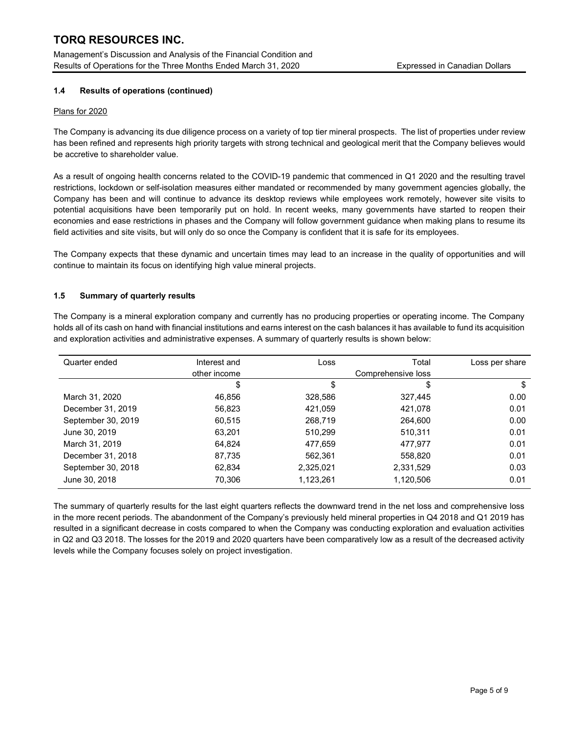### 1.4 Results of operations (continued)

Plans for 2020

The Company is advancing its due diligence process on a variety of top tier mineral prospects. The list of properties under review has been refined and represents high priority targets with strong technical and geological merit that the Company believes would be accretive to shareholder value.

As a result of ongoing health concerns related to the COVID-19 pandemic that commenced in Q1 2020 and the resulting travel restrictions, lockdown or self-isolation measures either mandated or recommended by many government agencies globally, the Company has been and will continue to advance its desktop reviews while employees work remotely, however site visits to potential acquisitions have been temporarily put on hold. In recent weeks, many governments have started to reopen their economies and ease restrictions in phases and the Company will follow government guidance when making plans to resume its field activities and site visits, but will only do so once the Company is confident that it is safe for its employees.

The Company expects that these dynamic and uncertain times may lead to an increase in the quality of opportunities and will continue to maintain its focus on identifying high value mineral projects.

### 1.5 Summary of quarterly results

The Company is a mineral exploration company and currently has no producing properties or operating income. The Company holds all of its cash on hand with financial institutions and earns interest on the cash balances it has available to fund its acquisition and exploration activities and administrative expenses. A summary of quarterly results is shown below:

| Quarter ended | Interest and other income | Loss | Total Comprehensive loss | Loss per share |
|---|---|---|---|---|
| | $ | $ | $ | $ |
| March 31, 2020 | 46,856 | 328,586 | 327,445 | 0.00 |
| December 31, 2019 | 56,823 | 421,059 | 421,078 | 0.01 |
| September 30, 2019 | 60,515 | 268,719 | 264,600 | 0.00 |
| June 30, 2019 | 63,201 | 510,299 | 510,311 | 0.01 |
| March 31, 2019 | 64,824 | 477,659 | 477,977 | 0.01 |
| December 31, 2018 | 87,735 | 562,361 | 558,820 | 0.01 |
| September 30, 2018 | 62,834 | 2,325,021 | 2,331,529 | 0.03 |
| June 30, 2018 | 70,306 | 1,123,261 | 1,120,506 | 0.01 |

The summary of quarterly results for the last eight quarters reflects the downward trend in the net loss and comprehensive loss in the more recent periods. The abandonment of the Company's previously held mineral properties in Q4 2018 and Q1 2019 has resulted in a significant decrease in costs compared to when the Company was conducting exploration and evaluation activities in Q2 and Q3 2018. The losses for the 2019 and 2020 quarters have been comparatively low as a result of the decreased activity levels while the Company focuses solely on project investigation.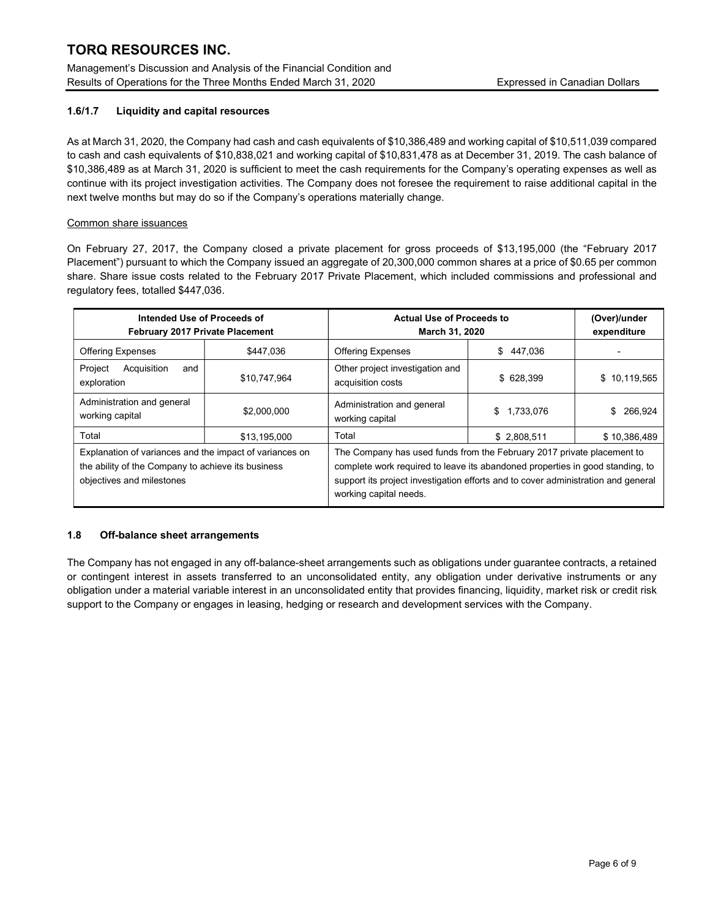### 1.6/1.7 Liquidity and capital resources

As at March 31, 2020, the Company had cash and cash equivalents of $10,386,489 and working capital of $10,511,039 compared to cash and cash equivalents of $10,838,021 and working capital of $10,831,478 as at December 31, 2019. The cash balance of $10,386,489 as at March 31, 2020 is sufficient to meet the cash requirements for the Company's operating expenses as well as continue with its project investigation activities. The Company does not foresee the requirement to raise additional capital in the next twelve months but may do so if the Company's operations materially change.

Common share issuances

On February 27, 2017, the Company closed a private placement for gross proceeds of $13,195,000 (the "February 2017 Placement") pursuant to which the Company issued an aggregate of 20,300,000 common shares at a price of $0.65 per common share. Share issue costs related to the February 2017 Private Placement, which included commissions and professional and regulatory fees, totalled $447,036.

| Intended Use of Proceeds of February 2017 Private Placement | | Actual Use of Proceeds to March 31, 2020 | | (Over)/under expenditure |
|---|---|---|---|---|
| Offering Expenses | $447,036 | Offering Expenses | $ 447,036 | - |
| Project Acquisition and exploration | $10,747,964 | Other project investigation and acquisition costs | $ 628,399 | $ 10,119,565 |
| Administration and general working capital | $2,000,000 | Administration and general working capital | $ 1,733,076 | $ 266,924 |
| Total | $13,195,000 | Total | $ 2,808,511 | $ 10,386,489 |
| Explanation of variances and the impact of variances on the ability of the Company to achieve its business objectives and milestones | | The Company has used funds from the February 2017 private placement to complete work required to leave its abandoned properties in good standing, to support its project investigation efforts and to cover administration and general working capital needs. | | |

### 1.8 Off-balance sheet arrangements

The Company has not engaged in any off-balance-sheet arrangements such as obligations under guarantee contracts, a retained or contingent interest in assets transferred to an unconsolidated entity, any obligation under derivative instruments or any obligation under a material variable interest in an unconsolidated entity that provides financing, liquidity, market risk or credit risk support to the Company or engages in leasing, hedging or research and development services with the Company.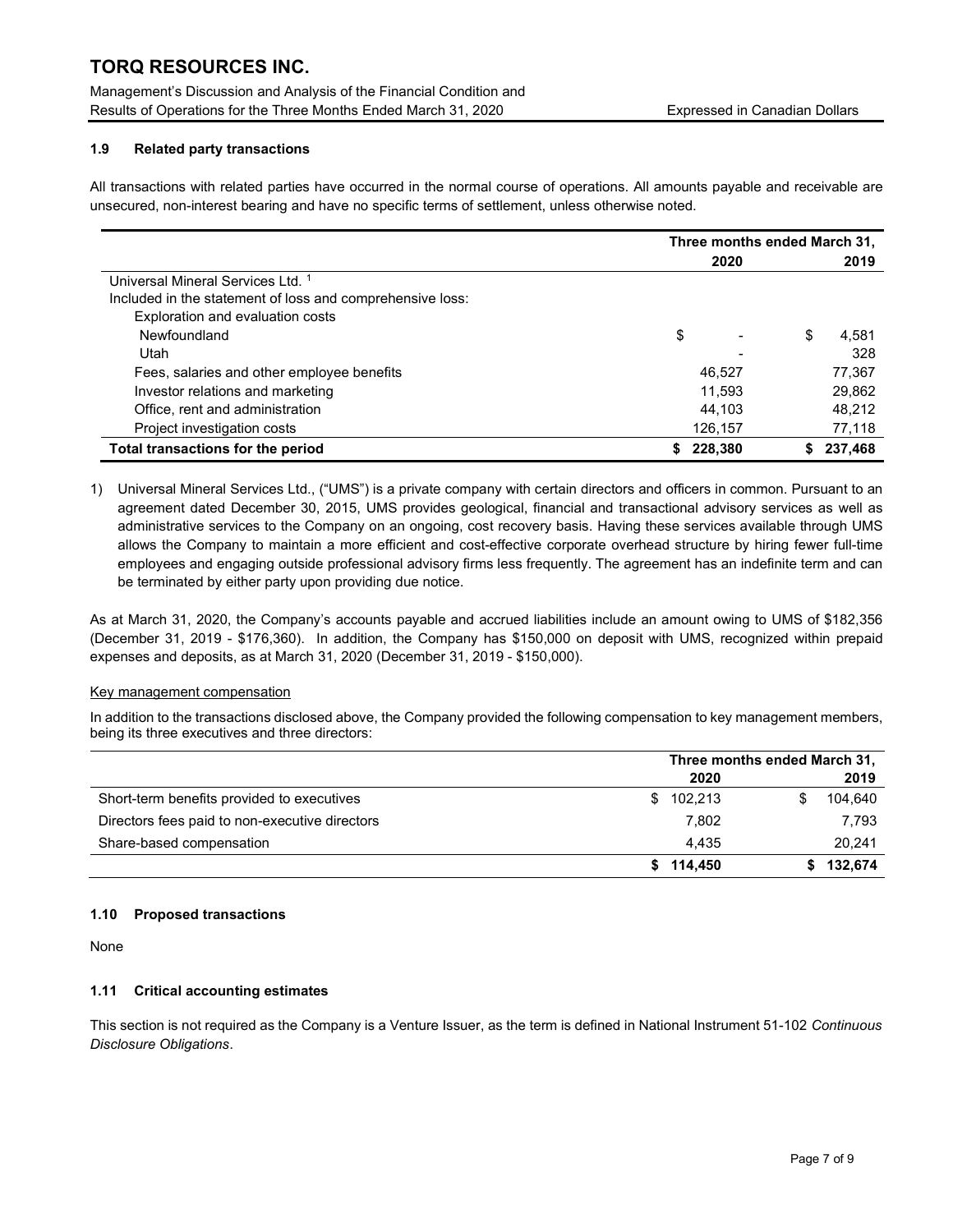### 1.9 Related party transactions

All transactions with related parties have occurred in the normal course of operations. All amounts payable and receivable are unsecured, non-interest bearing and have no specific terms of settlement, unless otherwise noted.

| | Three months ended March 31, | |
|---|---|---|
| | 2020 | 2019 |
| Universal Mineral Services Ltd. [1] | | |
| Included in the statement of loss and comprehensive loss: | | |
| Exploration and evaluation costs | | |
| Newfoundland | $ - | $ 4,581 |
| Utah | - | 328 |
| Fees, salaries and other employee benefits | 46,527 | 77,367 |
| Investor relations and marketing | 11,593 | 29,862 |
| Office, rent and administration | 44,103 | 48,212 |
| Project investigation costs | 126,157 | 77,118 |
| **Total transactions for the period** | **$ 228,380** | **$ 237,468** |

1) Universal Mineral Services Ltd., ("UMS") is a private company with certain directors and officers in common. Pursuant to an agreement dated December 30, 2015, UMS provides geological, financial and transactional advisory services as well as administrative services to the Company on an ongoing, cost recovery basis. Having these services available through UMS allows the Company to maintain a more efficient and cost-effective corporate overhead structure by hiring fewer full-time employees and engaging outside professional advisory firms less frequently. The agreement has an indefinite term and can be terminated by either party upon providing due notice.

As at March 31, 2020, the Company's accounts payable and accrued liabilities include an amount owing to UMS of $182,356 (December 31, 2019 - $176,360). In addition, the Company has $150,000 on deposit with UMS, recognized within prepaid expenses and deposits, as at March 31, 2020 (December 31, 2019 - $150,000).

Key management compensation

In addition to the transactions disclosed above, the Company provided the following compensation to key management members, being its three executives and three directors:

| | Three months ended March 31, | |
|---|---|---|
| | 2020 | 2019 |
| Short-term benefits provided to executives | $ 102,213 | $ 104,640 |
| Directors fees paid to non-executive directors | 7,802 | 7,793 |
| Share-based compensation | 4,435 | 20,241 |
| | **$ 114,450** | **$ 132,674** |

### 1.10 Proposed transactions

None

### 1.11 Critical accounting estimates

This section is not required as the Company is a Venture Issuer, as the term is defined in National Instrument 51-102 *Continuous Disclosure Obligations*.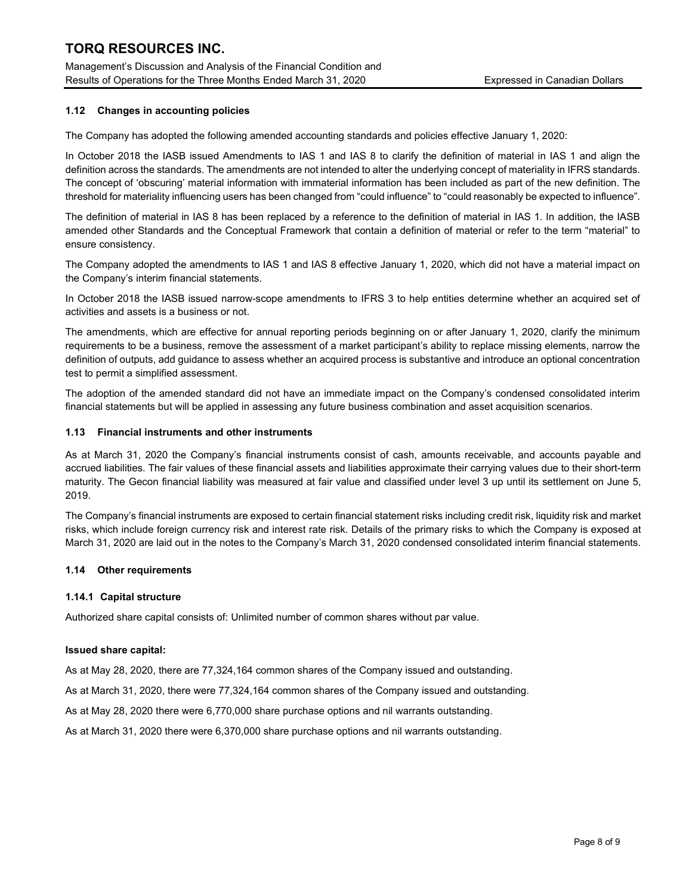### 1.12 Changes in accounting policies

The Company has adopted the following amended accounting standards and policies effective January 1, 2020:

In October 2018 the IASB issued Amendments to IAS 1 and IAS 8 to clarify the definition of material in IAS 1 and align the definition across the standards. The amendments are not intended to alter the underlying concept of materiality in IFRS standards. The concept of 'obscuring' material information with immaterial information has been included as part of the new definition. The threshold for materiality influencing users has been changed from "could influence" to "could reasonably be expected to influence".

The definition of material in IAS 8 has been replaced by a reference to the definition of material in IAS 1. In addition, the IASB amended other Standards and the Conceptual Framework that contain a definition of material or refer to the term "material" to ensure consistency.

The Company adopted the amendments to IAS 1 and IAS 8 effective January 1, 2020, which did not have a material impact on the Company's interim financial statements.

In October 2018 the IASB issued narrow-scope amendments to IFRS 3 to help entities determine whether an acquired set of activities and assets is a business or not.

The amendments, which are effective for annual reporting periods beginning on or after January 1, 2020, clarify the minimum requirements to be a business, remove the assessment of a market participant's ability to replace missing elements, narrow the definition of outputs, add guidance to assess whether an acquired process is substantive and introduce an optional concentration test to permit a simplified assessment.

The adoption of the amended standard did not have an immediate impact on the Company's condensed consolidated interim financial statements but will be applied in assessing any future business combination and asset acquisition scenarios.

### 1.13 Financial instruments and other instruments

As at March 31, 2020 the Company's financial instruments consist of cash, amounts receivable, and accounts payable and accrued liabilities. The fair values of these financial assets and liabilities approximate their carrying values due to their short-term maturity. The Gecon financial liability was measured at fair value and classified under level 3 up until its settlement on June 5, 2019.

The Company's financial instruments are exposed to certain financial statement risks including credit risk, liquidity risk and market risks, which include foreign currency risk and interest rate risk. Details of the primary risks to which the Company is exposed at March 31, 2020 are laid out in the notes to the Company's March 31, 2020 condensed consolidated interim financial statements.

### 1.14 Other requirements

#### 1.14.1 Capital structure

Authorized share capital consists of: Unlimited number of common shares without par value.

**Issued share capital:**

As at May 28, 2020, there are 77,324,164 common shares of the Company issued and outstanding.

As at March 31, 2020, there were 77,324,164 common shares of the Company issued and outstanding.

As at May 28, 2020 there were 6,770,000 share purchase options and nil warrants outstanding.

As at March 31, 2020 there were 6,370,000 share purchase options and nil warrants outstanding.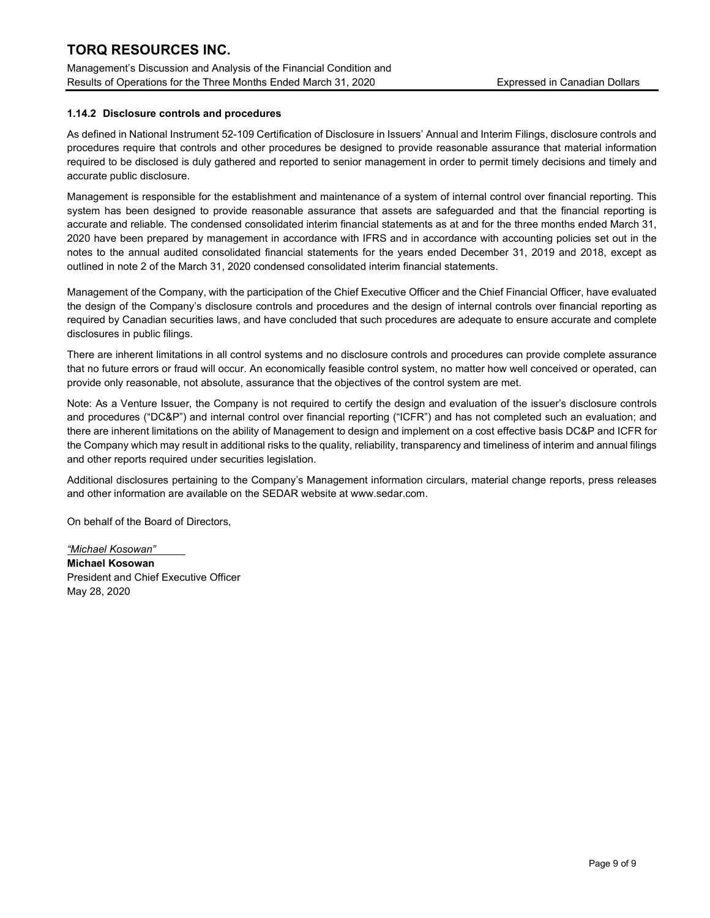### 1.14.2 Disclosure controls and procedures

As defined in National Instrument 52-109 Certification of Disclosure in Issuers' Annual and Interim Filings, disclosure controls and procedures require that controls and other procedures be designed to provide reasonable assurance that material information required to be disclosed is duly gathered and reported to senior management in order to permit timely decisions and timely and accurate public disclosure.

Management is responsible for the establishment and maintenance of a system of internal control over financial reporting. This system has been designed to provide reasonable assurance that assets are safeguarded and that the financial reporting is accurate and reliable. The condensed consolidated interim financial statements as at and for the three months ended March 31, 2020 have been prepared by management in accordance with IFRS and in accordance with accounting policies set out in the notes to the annual audited consolidated financial statements for the years ended December 31, 2019 and 2018, except as outlined in note 2 of the March 31, 2020 condensed consolidated interim financial statements.

Management of the Company, with the participation of the Chief Executive Officer and the Chief Financial Officer, have evaluated the design of the Company's disclosure controls and procedures and the design of internal controls over financial reporting as required by Canadian securities laws, and have concluded that such procedures are adequate to ensure accurate and complete disclosures in public filings.

There are inherent limitations in all control systems and no disclosure controls and procedures can provide complete assurance that no future errors or fraud will occur. An economically feasible control system, no matter how well conceived or operated, can provide only reasonable, not absolute, assurance that the objectives of the control system are met.

Note: As a Venture Issuer, the Company is not required to certify the design and evaluation of the issuer's disclosure controls and procedures ("DC&P") and internal control over financial reporting ("ICFR") and has not completed such an evaluation; and there are inherent limitations on the ability of Management to design and implement on a cost effective basis DC&P and ICFR for the Company which may result in additional risks to the quality, reliability, transparency and timeliness of interim and annual filings and other reports required under securities legislation.

Additional disclosures pertaining to the Company's Management information circulars, material change reports, press releases and other information are available on the SEDAR website at www.sedar.com.

On behalf of the Board of Directors,

*"Michael Kosowan"*

**Michael Kosowan**
President and Chief Executive Officer
May 28, 2020